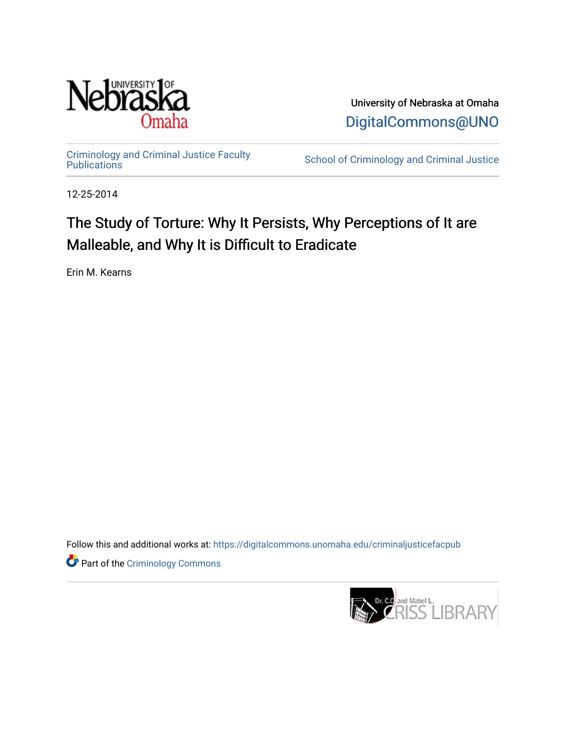University of Nebraska at Omaha

DigitalCommons@UNO

Criminology and Criminal Justice Faculty Publications

School of Criminology and Criminal Justice

12-25-2014

# The Study of Torture: Why It Persists, Why Perceptions of It are Malleable, and Why It is Difficult to Eradicate

Erin M. Kearns

Follow this and additional works at: https://digitalcommons.unomaha.edu/criminaljusticefacpub

Part of the Criminology Commons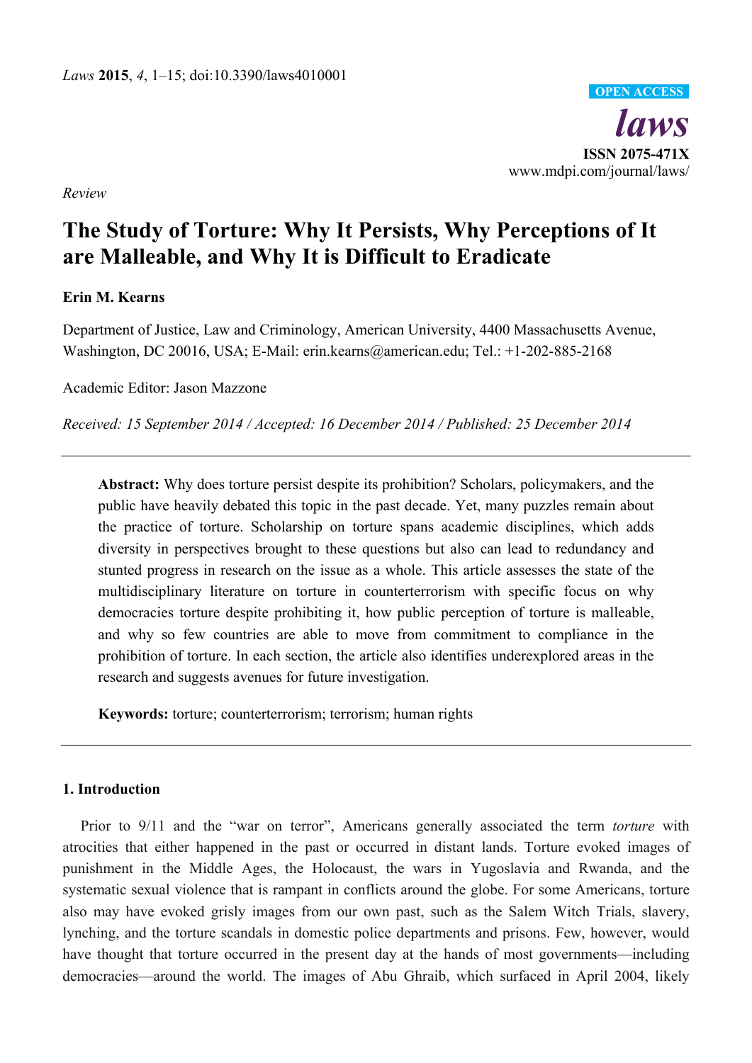*Review*

# The Study of Torture: Why It Persists, Why Perceptions of It are Malleable, and Why It is Difficult to Eradicate

**Erin M. Kearns**

Department of Justice, Law and Criminology, American University, 4400 Massachusetts Avenue, Washington, DC 20016, USA; E-Mail: erin.kearns@american.edu; Tel.: +1-202-885-2168

Academic Editor: Jason Mazzone

*Received: 15 September 2014 / Accepted: 16 December 2014 / Published: 25 December 2014*

---

**Abstract:** Why does torture persist despite its prohibition? Scholars, policymakers, and the public have heavily debated this topic in the past decade. Yet, many puzzles remain about the practice of torture. Scholarship on torture spans academic disciplines, which adds diversity in perspectives brought to these questions but also can lead to redundancy and stunted progress in research on the issue as a whole. This article assesses the state of the multidisciplinary literature on torture in counterterrorism with specific focus on why democracies torture despite prohibiting it, how public perception of torture is malleable, and why so few countries are able to move from commitment to compliance in the prohibition of torture. In each section, the article also identifies underexplored areas in the research and suggests avenues for future investigation.

**Keywords:** torture; counterterrorism; terrorism; human rights

---

## 1. Introduction

Prior to 9/11 and the "war on terror", Americans generally associated the term *torture* with atrocities that either happened in the past or occurred in distant lands. Torture evoked images of punishment in the Middle Ages, the Holocaust, the wars in Yugoslavia and Rwanda, and the systematic sexual violence that is rampant in conflicts around the globe. For some Americans, torture also may have evoked grisly images from our own past, such as the Salem Witch Trials, slavery, lynching, and the torture scandals in domestic police departments and prisons. Few, however, would have thought that torture occurred in the present day at the hands of most governments—including democracies—around the world. The images of Abu Ghraib, which surfaced in April 2004, likely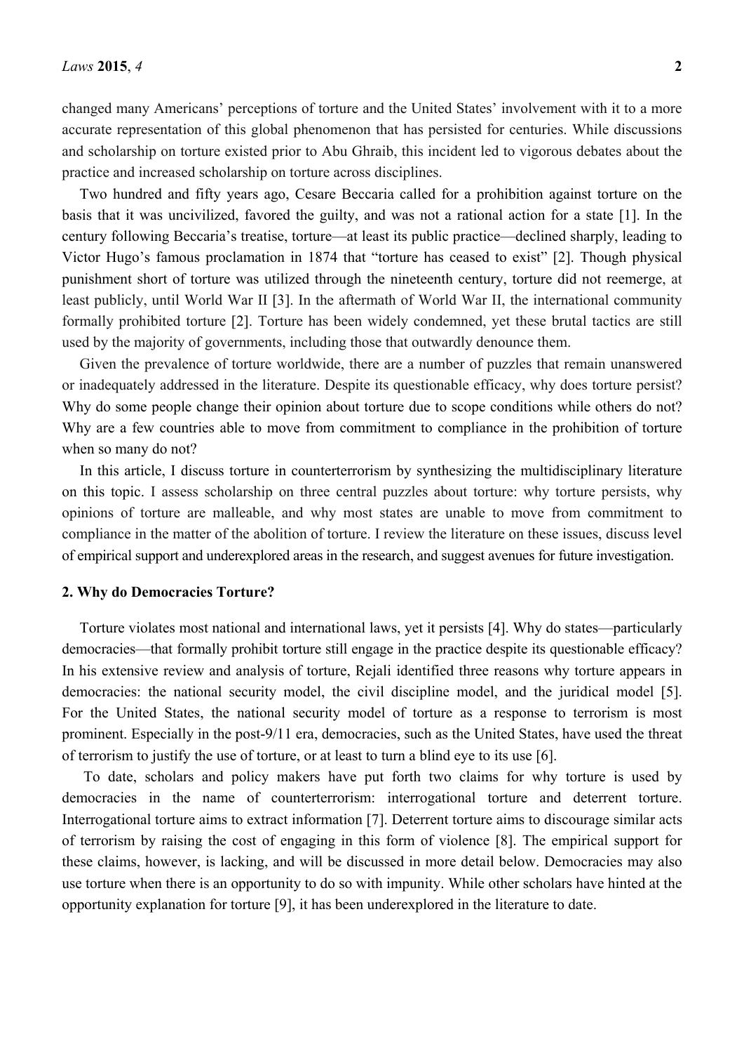changed many Americans' perceptions of torture and the United States' involvement with it to a more accurate representation of this global phenomenon that has persisted for centuries. While discussions and scholarship on torture existed prior to Abu Ghraib, this incident led to vigorous debates about the practice and increased scholarship on torture across disciplines.

Two hundred and fifty years ago, Cesare Beccaria called for a prohibition against torture on the basis that it was uncivilized, favored the guilty, and was not a rational action for a state [1]. In the century following Beccaria's treatise, torture—at least its public practice—declined sharply, leading to Victor Hugo's famous proclamation in 1874 that "torture has ceased to exist" [2]. Though physical punishment short of torture was utilized through the nineteenth century, torture did not reemerge, at least publicly, until World War II [3]. In the aftermath of World War II, the international community formally prohibited torture [2]. Torture has been widely condemned, yet these brutal tactics are still used by the majority of governments, including those that outwardly denounce them.

Given the prevalence of torture worldwide, there are a number of puzzles that remain unanswered or inadequately addressed in the literature. Despite its questionable efficacy, why does torture persist? Why do some people change their opinion about torture due to scope conditions while others do not? Why are a few countries able to move from commitment to compliance in the prohibition of torture when so many do not?

In this article, I discuss torture in counterterrorism by synthesizing the multidisciplinary literature on this topic. I assess scholarship on three central puzzles about torture: why torture persists, why opinions of torture are malleable, and why most states are unable to move from commitment to compliance in the matter of the abolition of torture. I review the literature on these issues, discuss level of empirical support and underexplored areas in the research, and suggest avenues for future investigation.

## 2. Why do Democracies Torture?

Torture violates most national and international laws, yet it persists [4]. Why do states—particularly democracies—that formally prohibit torture still engage in the practice despite its questionable efficacy? In his extensive review and analysis of torture, Rejali identified three reasons why torture appears in democracies: the national security model, the civil discipline model, and the juridical model [5]. For the United States, the national security model of torture as a response to terrorism is most prominent. Especially in the post-9/11 era, democracies, such as the United States, have used the threat of terrorism to justify the use of torture, or at least to turn a blind eye to its use [6].

To date, scholars and policy makers have put forth two claims for why torture is used by democracies in the name of counterterrorism: interrogational torture and deterrent torture. Interrogational torture aims to extract information [7]. Deterrent torture aims to discourage similar acts of terrorism by raising the cost of engaging in this form of violence [8]. The empirical support for these claims, however, is lacking, and will be discussed in more detail below. Democracies may also use torture when there is an opportunity to do so with impunity. While other scholars have hinted at the opportunity explanation for torture [9], it has been underexplored in the literature to date.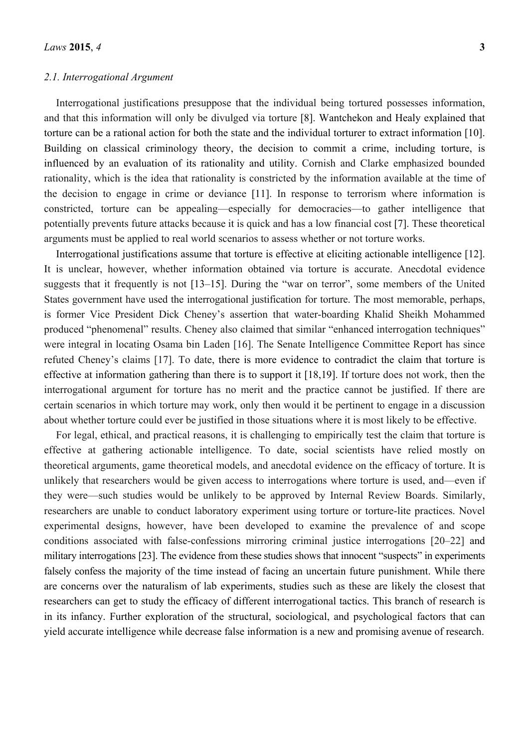### 2.1. Interrogational Argument

Interrogational justifications presuppose that the individual being tortured possesses information, and that this information will only be divulged via torture [8]. Wantchekon and Healy explained that torture can be a rational action for both the state and the individual torturer to extract information [10]. Building on classical criminology theory, the decision to commit a crime, including torture, is influenced by an evaluation of its rationality and utility. Cornish and Clarke emphasized bounded rationality, which is the idea that rationality is constricted by the information available at the time of the decision to engage in crime or deviance [11]. In response to terrorism where information is constricted, torture can be appealing—especially for democracies—to gather intelligence that potentially prevents future attacks because it is quick and has a low financial cost [7]. These theoretical arguments must be applied to real world scenarios to assess whether or not torture works.

Interrogational justifications assume that torture is effective at eliciting actionable intelligence [12]. It is unclear, however, whether information obtained via torture is accurate. Anecdotal evidence suggests that it frequently is not [13–15]. During the "war on terror", some members of the United States government have used the interrogational justification for torture. The most memorable, perhaps, is former Vice President Dick Cheney's assertion that water-boarding Khalid Sheikh Mohammed produced "phenomenal" results. Cheney also claimed that similar "enhanced interrogation techniques" were integral in locating Osama bin Laden [16]. The Senate Intelligence Committee Report has since refuted Cheney's claims [17]. To date, there is more evidence to contradict the claim that torture is effective at information gathering than there is to support it [18,19]. If torture does not work, then the interrogational argument for torture has no merit and the practice cannot be justified. If there are certain scenarios in which torture may work, only then would it be pertinent to engage in a discussion about whether torture could ever be justified in those situations where it is most likely to be effective.

For legal, ethical, and practical reasons, it is challenging to empirically test the claim that torture is effective at gathering actionable intelligence. To date, social scientists have relied mostly on theoretical arguments, game theoretical models, and anecdotal evidence on the efficacy of torture. It is unlikely that researchers would be given access to interrogations where torture is used, and—even if they were—such studies would be unlikely to be approved by Internal Review Boards. Similarly, researchers are unable to conduct laboratory experiment using torture or torture-lite practices. Novel experimental designs, however, have been developed to examine the prevalence of and scope conditions associated with false-confessions mirroring criminal justice interrogations [20–22] and military interrogations [23]. The evidence from these studies shows that innocent "suspects" in experiments falsely confess the majority of the time instead of facing an uncertain future punishment. While there are concerns over the naturalism of lab experiments, studies such as these are likely the closest that researchers can get to study the efficacy of different interrogational tactics. This branch of research is in its infancy. Further exploration of the structural, sociological, and psychological factors that can yield accurate intelligence while decrease false information is a new and promising avenue of research.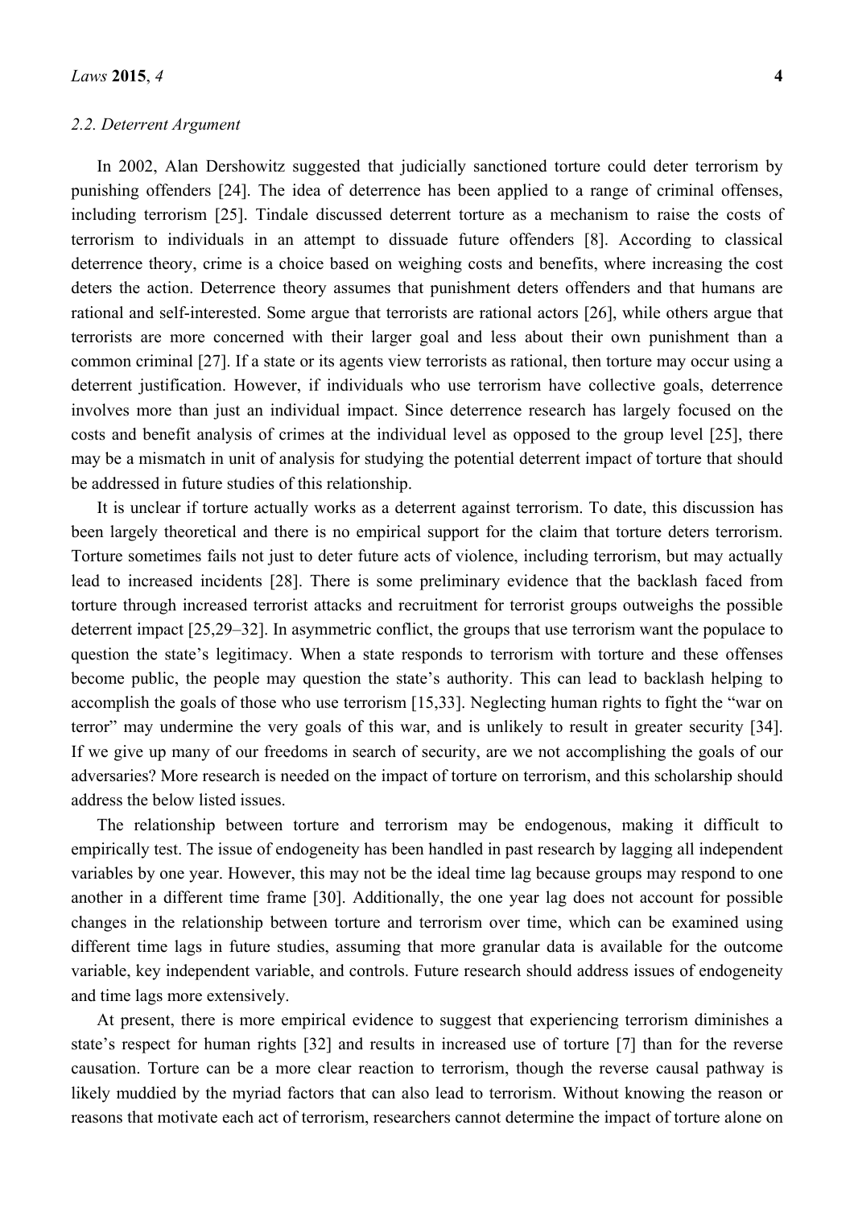### 2.2. Deterrent Argument

In 2002, Alan Dershowitz suggested that judicially sanctioned torture could deter terrorism by punishing offenders [24]. The idea of deterrence has been applied to a range of criminal offenses, including terrorism [25]. Tindale discussed deterrent torture as a mechanism to raise the costs of terrorism to individuals in an attempt to dissuade future offenders [8]. According to classical deterrence theory, crime is a choice based on weighing costs and benefits, where increasing the cost deters the action. Deterrence theory assumes that punishment deters offenders and that humans are rational and self-interested. Some argue that terrorists are rational actors [26], while others argue that terrorists are more concerned with their larger goal and less about their own punishment than a common criminal [27]. If a state or its agents view terrorists as rational, then torture may occur using a deterrent justification. However, if individuals who use terrorism have collective goals, deterrence involves more than just an individual impact. Since deterrence research has largely focused on the costs and benefit analysis of crimes at the individual level as opposed to the group level [25], there may be a mismatch in unit of analysis for studying the potential deterrent impact of torture that should be addressed in future studies of this relationship.

It is unclear if torture actually works as a deterrent against terrorism. To date, this discussion has been largely theoretical and there is no empirical support for the claim that torture deters terrorism. Torture sometimes fails not just to deter future acts of violence, including terrorism, but may actually lead to increased incidents [28]. There is some preliminary evidence that the backlash faced from torture through increased terrorist attacks and recruitment for terrorist groups outweighs the possible deterrent impact [25,29–32]. In asymmetric conflict, the groups that use terrorism want the populace to question the state's legitimacy. When a state responds to terrorism with torture and these offenses become public, the people may question the state's authority. This can lead to backlash helping to accomplish the goals of those who use terrorism [15,33]. Neglecting human rights to fight the "war on terror" may undermine the very goals of this war, and is unlikely to result in greater security [34]. If we give up many of our freedoms in search of security, are we not accomplishing the goals of our adversaries? More research is needed on the impact of torture on terrorism, and this scholarship should address the below listed issues.

The relationship between torture and terrorism may be endogenous, making it difficult to empirically test. The issue of endogeneity has been handled in past research by lagging all independent variables by one year. However, this may not be the ideal time lag because groups may respond to one another in a different time frame [30]. Additionally, the one year lag does not account for possible changes in the relationship between torture and terrorism over time, which can be examined using different time lags in future studies, assuming that more granular data is available for the outcome variable, key independent variable, and controls. Future research should address issues of endogeneity and time lags more extensively.

At present, there is more empirical evidence to suggest that experiencing terrorism diminishes a state's respect for human rights [32] and results in increased use of torture [7] than for the reverse causation. Torture can be a more clear reaction to terrorism, though the reverse causal pathway is likely muddied by the myriad factors that can also lead to terrorism. Without knowing the reason or reasons that motivate each act of terrorism, researchers cannot determine the impact of torture alone on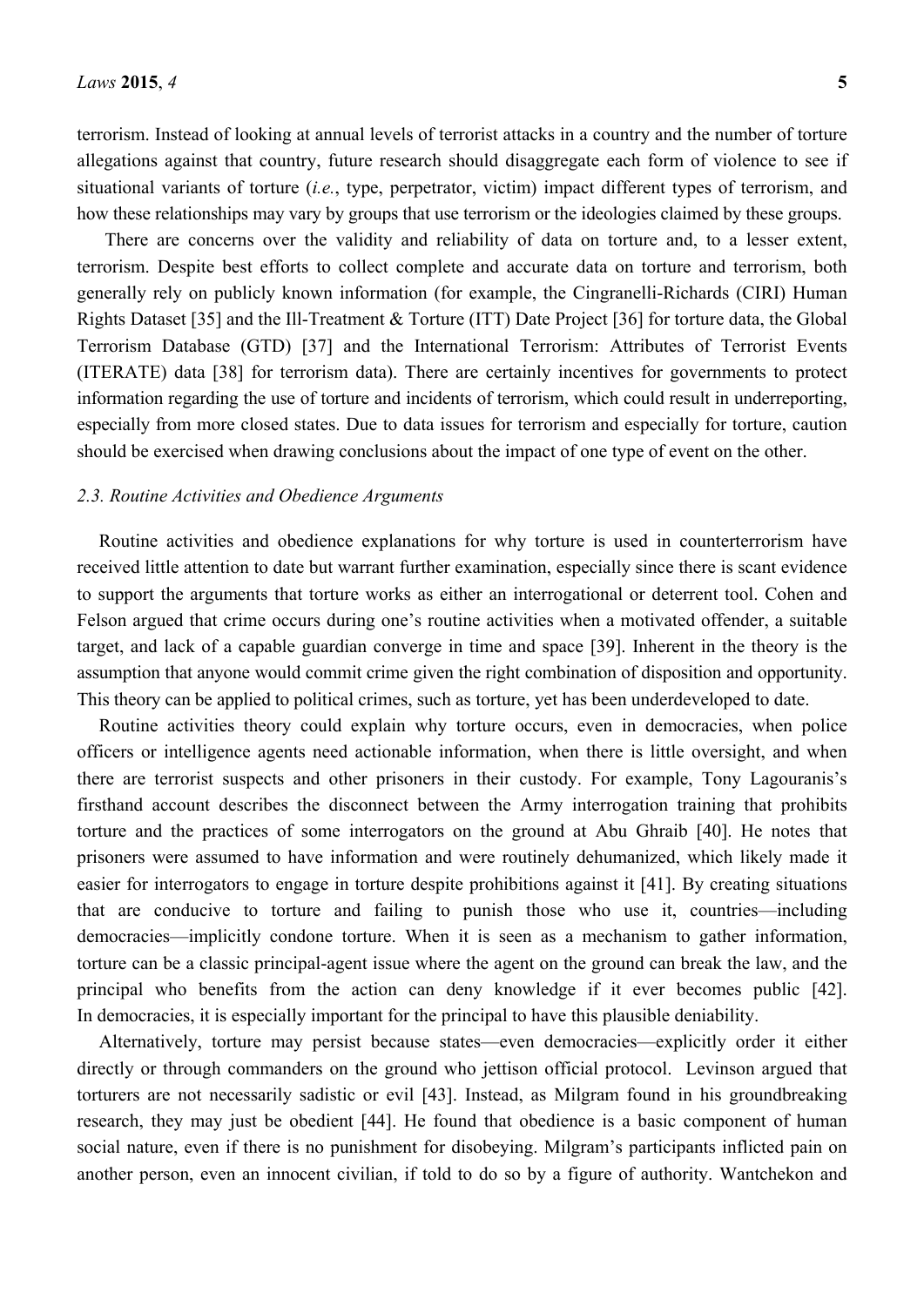terrorism. Instead of looking at annual levels of terrorist attacks in a country and the number of torture allegations against that country, future research should disaggregate each form of violence to see if situational variants of torture (*i.e.*, type, perpetrator, victim) impact different types of terrorism, and how these relationships may vary by groups that use terrorism or the ideologies claimed by these groups.

There are concerns over the validity and reliability of data on torture and, to a lesser extent, terrorism. Despite best efforts to collect complete and accurate data on torture and terrorism, both generally rely on publicly known information (for example, the Cingranelli-Richards (CIRI) Human Rights Dataset [35] and the Ill-Treatment & Torture (ITT) Date Project [36] for torture data, the Global Terrorism Database (GTD) [37] and the International Terrorism: Attributes of Terrorist Events (ITERATE) data [38] for terrorism data). There are certainly incentives for governments to protect information regarding the use of torture and incidents of terrorism, which could result in underreporting, especially from more closed states. Due to data issues for terrorism and especially for torture, caution should be exercised when drawing conclusions about the impact of one type of event on the other.

### *2.3. Routine Activities and Obedience Arguments*

Routine activities and obedience explanations for why torture is used in counterterrorism have received little attention to date but warrant further examination, especially since there is scant evidence to support the arguments that torture works as either an interrogational or deterrent tool. Cohen and Felson argued that crime occurs during one's routine activities when a motivated offender, a suitable target, and lack of a capable guardian converge in time and space [39]. Inherent in the theory is the assumption that anyone would commit crime given the right combination of disposition and opportunity. This theory can be applied to political crimes, such as torture, yet has been underdeveloped to date.

Routine activities theory could explain why torture occurs, even in democracies, when police officers or intelligence agents need actionable information, when there is little oversight, and when there are terrorist suspects and other prisoners in their custody. For example, Tony Lagouranis's firsthand account describes the disconnect between the Army interrogation training that prohibits torture and the practices of some interrogators on the ground at Abu Ghraib [40]. He notes that prisoners were assumed to have information and were routinely dehumanized, which likely made it easier for interrogators to engage in torture despite prohibitions against it [41]. By creating situations that are conducive to torture and failing to punish those who use it, countries—including democracies—implicitly condone torture. When it is seen as a mechanism to gather information, torture can be a classic principal-agent issue where the agent on the ground can break the law, and the principal who benefits from the action can deny knowledge if it ever becomes public [42]. In democracies, it is especially important for the principal to have this plausible deniability.

Alternatively, torture may persist because states—even democracies—explicitly order it either directly or through commanders on the ground who jettison official protocol. Levinson argued that torturers are not necessarily sadistic or evil [43]. Instead, as Milgram found in his groundbreaking research, they may just be obedient [44]. He found that obedience is a basic component of human social nature, even if there is no punishment for disobeying. Milgram's participants inflicted pain on another person, even an innocent civilian, if told to do so by a figure of authority. Wantchekon and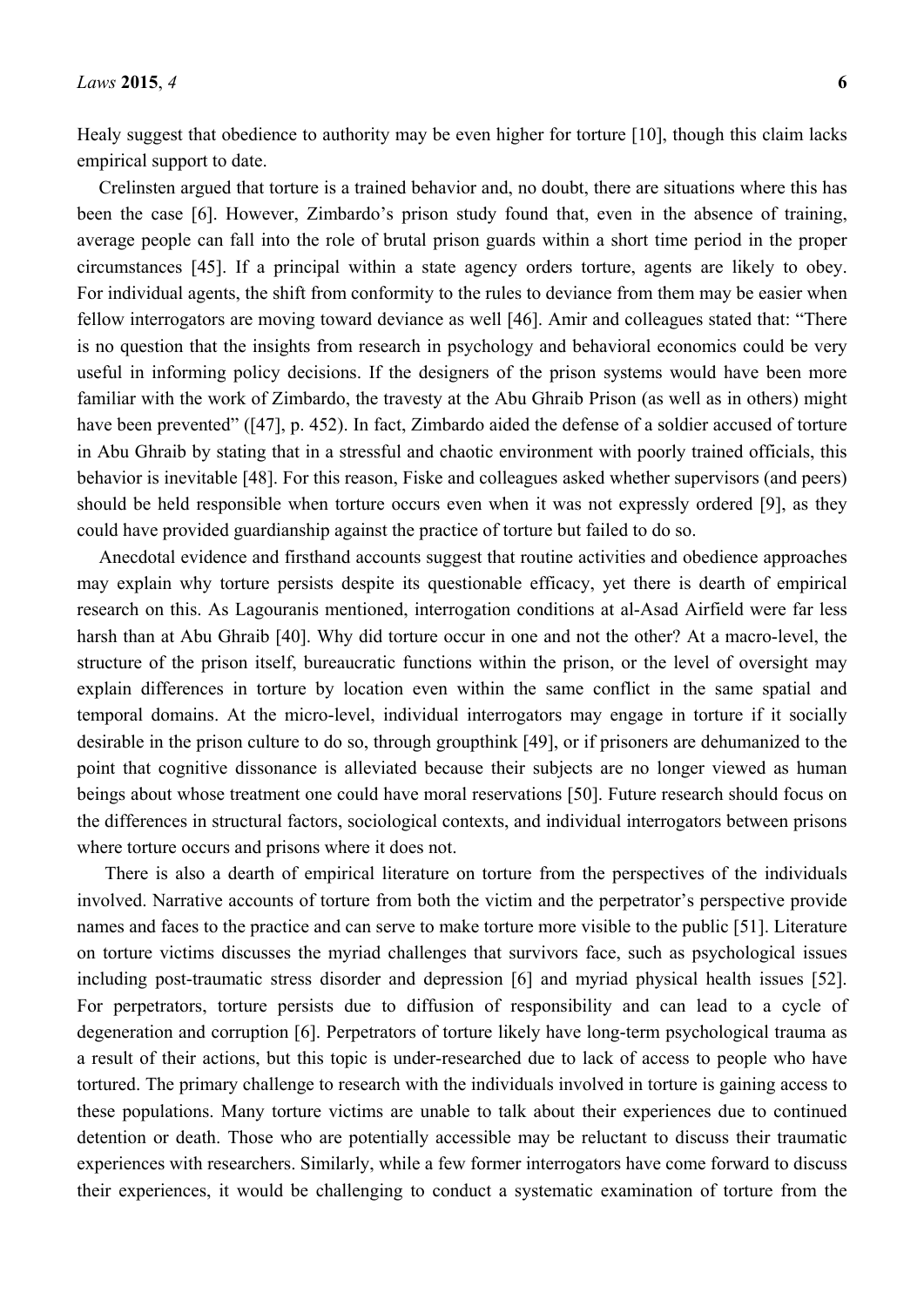Healy suggest that obedience to authority may be even higher for torture [10], though this claim lacks empirical support to date.

Crelinsten argued that torture is a trained behavior and, no doubt, there are situations where this has been the case [6]. However, Zimbardo's prison study found that, even in the absence of training, average people can fall into the role of brutal prison guards within a short time period in the proper circumstances [45]. If a principal within a state agency orders torture, agents are likely to obey. For individual agents, the shift from conformity to the rules to deviance from them may be easier when fellow interrogators are moving toward deviance as well [46]. Amir and colleagues stated that: "There is no question that the insights from research in psychology and behavioral economics could be very useful in informing policy decisions. If the designers of the prison systems would have been more familiar with the work of Zimbardo, the travesty at the Abu Ghraib Prison (as well as in others) might have been prevented" ([47], p. 452). In fact, Zimbardo aided the defense of a soldier accused of torture in Abu Ghraib by stating that in a stressful and chaotic environment with poorly trained officials, this behavior is inevitable [48]. For this reason, Fiske and colleagues asked whether supervisors (and peers) should be held responsible when torture occurs even when it was not expressly ordered [9], as they could have provided guardianship against the practice of torture but failed to do so.

Anecdotal evidence and firsthand accounts suggest that routine activities and obedience approaches may explain why torture persists despite its questionable efficacy, yet there is dearth of empirical research on this. As Lagouranis mentioned, interrogation conditions at al-Asad Airfield were far less harsh than at Abu Ghraib [40]. Why did torture occur in one and not the other? At a macro-level, the structure of the prison itself, bureaucratic functions within the prison, or the level of oversight may explain differences in torture by location even within the same conflict in the same spatial and temporal domains. At the micro-level, individual interrogators may engage in torture if it socially desirable in the prison culture to do so, through groupthink [49], or if prisoners are dehumanized to the point that cognitive dissonance is alleviated because their subjects are no longer viewed as human beings about whose treatment one could have moral reservations [50]. Future research should focus on the differences in structural factors, sociological contexts, and individual interrogators between prisons where torture occurs and prisons where it does not.

There is also a dearth of empirical literature on torture from the perspectives of the individuals involved. Narrative accounts of torture from both the victim and the perpetrator's perspective provide names and faces to the practice and can serve to make torture more visible to the public [51]. Literature on torture victims discusses the myriad challenges that survivors face, such as psychological issues including post-traumatic stress disorder and depression [6] and myriad physical health issues [52]. For perpetrators, torture persists due to diffusion of responsibility and can lead to a cycle of degeneration and corruption [6]. Perpetrators of torture likely have long-term psychological trauma as a result of their actions, but this topic is under-researched due to lack of access to people who have tortured. The primary challenge to research with the individuals involved in torture is gaining access to these populations. Many torture victims are unable to talk about their experiences due to continued detention or death. Those who are potentially accessible may be reluctant to discuss their traumatic experiences with researchers. Similarly, while a few former interrogators have come forward to discuss their experiences, it would be challenging to conduct a systematic examination of torture from the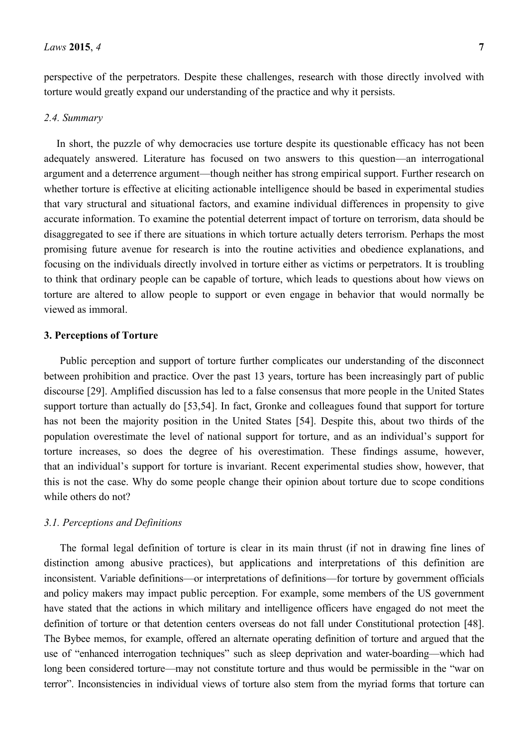perspective of the perpetrators. Despite these challenges, research with those directly involved with torture would greatly expand our understanding of the practice and why it persists.

### *2.4. Summary*

In short, the puzzle of why democracies use torture despite its questionable efficacy has not been adequately answered. Literature has focused on two answers to this question—an interrogational argument and a deterrence argument—though neither has strong empirical support. Further research on whether torture is effective at eliciting actionable intelligence should be based in experimental studies that vary structural and situational factors, and examine individual differences in propensity to give accurate information. To examine the potential deterrent impact of torture on terrorism, data should be disaggregated to see if there are situations in which torture actually deters terrorism. Perhaps the most promising future avenue for research is into the routine activities and obedience explanations, and focusing on the individuals directly involved in torture either as victims or perpetrators. It is troubling to think that ordinary people can be capable of torture, which leads to questions about how views on torture are altered to allow people to support or even engage in behavior that would normally be viewed as immoral.

## **3. Perceptions of Torture**

Public perception and support of torture further complicates our understanding of the disconnect between prohibition and practice. Over the past 13 years, torture has been increasingly part of public discourse [29]. Amplified discussion has led to a false consensus that more people in the United States support torture than actually do [53,54]. In fact, Gronke and colleagues found that support for torture has not been the majority position in the United States [54]. Despite this, about two thirds of the population overestimate the level of national support for torture, and as an individual's support for torture increases, so does the degree of his overestimation. These findings assume, however, that an individual's support for torture is invariant. Recent experimental studies show, however, that this is not the case. Why do some people change their opinion about torture due to scope conditions while others do not?

### *3.1. Perceptions and Definitions*

The formal legal definition of torture is clear in its main thrust (if not in drawing fine lines of distinction among abusive practices), but applications and interpretations of this definition are inconsistent. Variable definitions—or interpretations of definitions—for torture by government officials and policy makers may impact public perception. For example, some members of the US government have stated that the actions in which military and intelligence officers have engaged do not meet the definition of torture or that detention centers overseas do not fall under Constitutional protection [48]. The Bybee memos, for example, offered an alternate operating definition of torture and argued that the use of "enhanced interrogation techniques" such as sleep deprivation and water-boarding—which had long been considered torture—may not constitute torture and thus would be permissible in the "war on terror". Inconsistencies in individual views of torture also stem from the myriad forms that torture can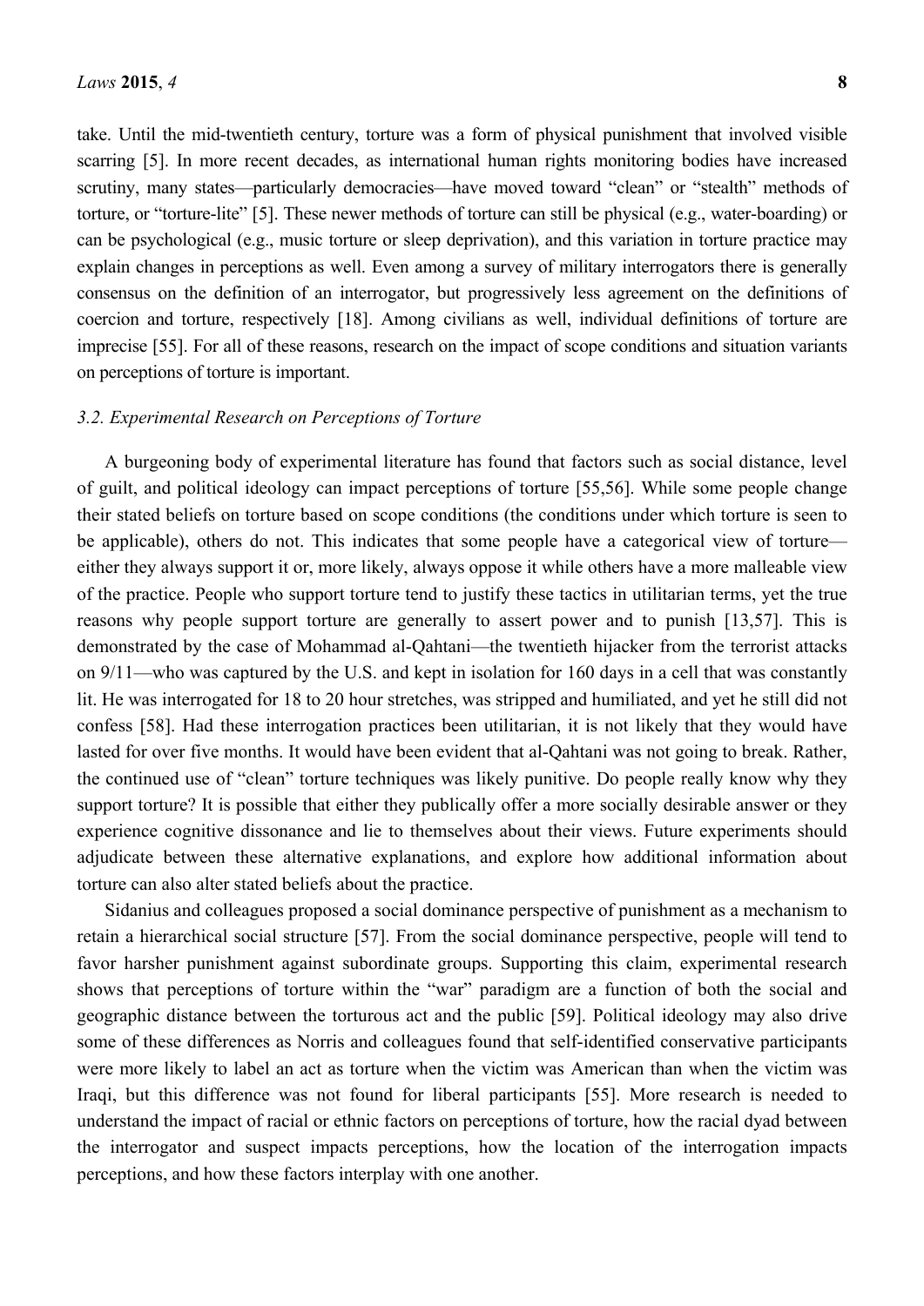take. Until the mid-twentieth century, torture was a form of physical punishment that involved visible scarring [5]. In more recent decades, as international human rights monitoring bodies have increased scrutiny, many states—particularly democracies—have moved toward "clean" or "stealth" methods of torture, or "torture-lite" [5]. These newer methods of torture can still be physical (e.g., water-boarding) or can be psychological (e.g., music torture or sleep deprivation), and this variation in torture practice may explain changes in perceptions as well. Even among a survey of military interrogators there is generally consensus on the definition of an interrogator, but progressively less agreement on the definitions of coercion and torture, respectively [18]. Among civilians as well, individual definitions of torture are imprecise [55]. For all of these reasons, research on the impact of scope conditions and situation variants on perceptions of torture is important.

### *3.2. Experimental Research on Perceptions of Torture*

A burgeoning body of experimental literature has found that factors such as social distance, level of guilt, and political ideology can impact perceptions of torture [55,56]. While some people change their stated beliefs on torture based on scope conditions (the conditions under which torture is seen to be applicable), others do not. This indicates that some people have a categorical view of torture—either they always support it or, more likely, always oppose it while others have a more malleable view of the practice. People who support torture tend to justify these tactics in utilitarian terms, yet the true reasons why people support torture are generally to assert power and to punish [13,57]. This is demonstrated by the case of Mohammad al-Qahtani—the twentieth hijacker from the terrorist attacks on 9/11—who was captured by the U.S. and kept in isolation for 160 days in a cell that was constantly lit. He was interrogated for 18 to 20 hour stretches, was stripped and humiliated, and yet he still did not confess [58]. Had these interrogation practices been utilitarian, it is not likely that they would have lasted for over five months. It would have been evident that al-Qahtani was not going to break. Rather, the continued use of "clean" torture techniques was likely punitive. Do people really know why they support torture? It is possible that either they publically offer a more socially desirable answer or they experience cognitive dissonance and lie to themselves about their views. Future experiments should adjudicate between these alternative explanations, and explore how additional information about torture can also alter stated beliefs about the practice.

Sidanius and colleagues proposed a social dominance perspective of punishment as a mechanism to retain a hierarchical social structure [57]. From the social dominance perspective, people will tend to favor harsher punishment against subordinate groups. Supporting this claim, experimental research shows that perceptions of torture within the "war" paradigm are a function of both the social and geographic distance between the torturous act and the public [59]. Political ideology may also drive some of these differences as Norris and colleagues found that self-identified conservative participants were more likely to label an act as torture when the victim was American than when the victim was Iraqi, but this difference was not found for liberal participants [55]. More research is needed to understand the impact of racial or ethnic factors on perceptions of torture, how the racial dyad between the interrogator and suspect impacts perceptions, how the location of the interrogation impacts perceptions, and how these factors interplay with one another.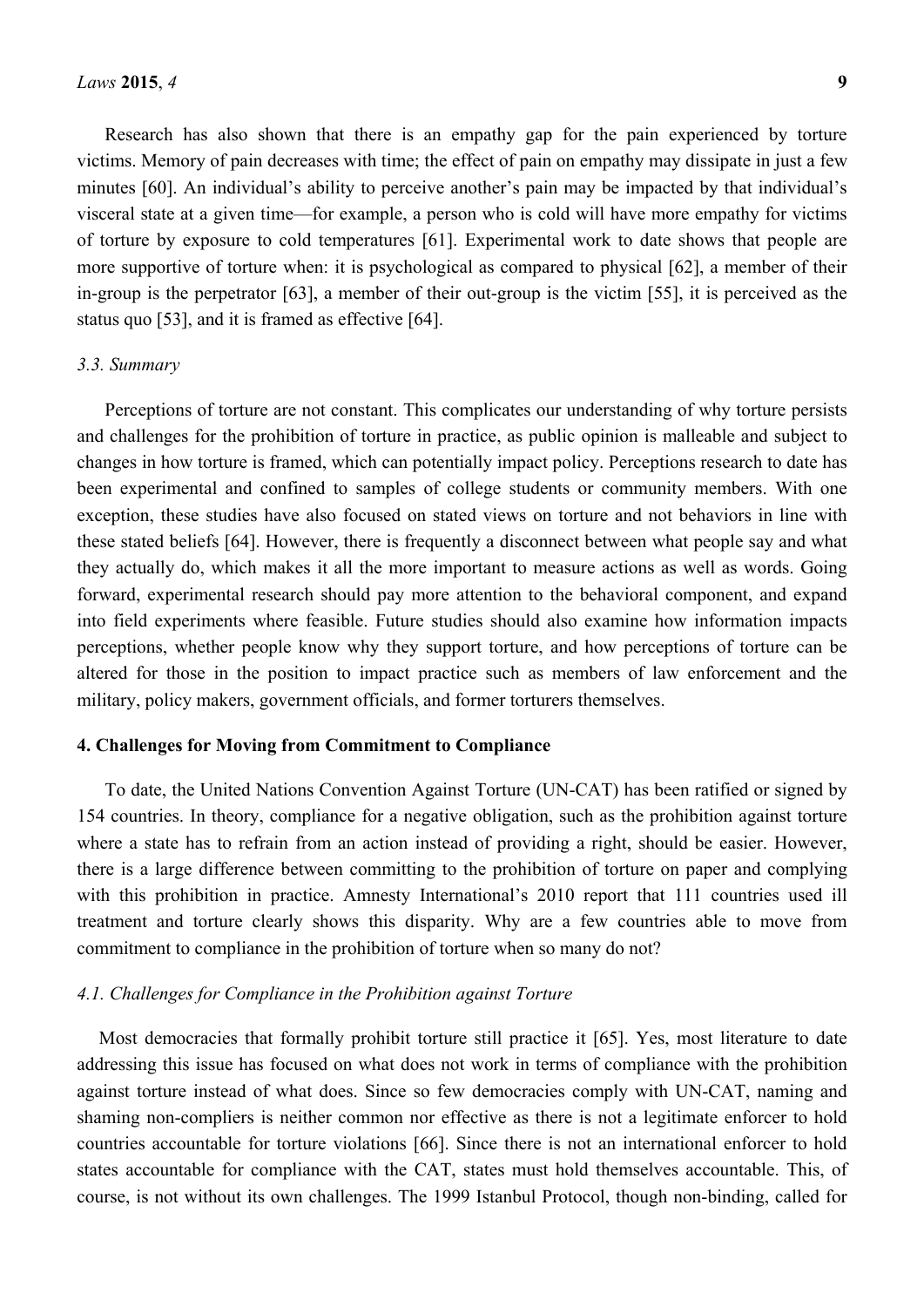Research has also shown that there is an empathy gap for the pain experienced by torture victims. Memory of pain decreases with time; the effect of pain on empathy may dissipate in just a few minutes [60]. An individual's ability to perceive another's pain may be impacted by that individual's visceral state at a given time—for example, a person who is cold will have more empathy for victims of torture by exposure to cold temperatures [61]. Experimental work to date shows that people are more supportive of torture when: it is psychological as compared to physical [62], a member of their in-group is the perpetrator [63], a member of their out-group is the victim [55], it is perceived as the status quo [53], and it is framed as effective [64].

### *3.3. Summary*

Perceptions of torture are not constant. This complicates our understanding of why torture persists and challenges for the prohibition of torture in practice, as public opinion is malleable and subject to changes in how torture is framed, which can potentially impact policy. Perceptions research to date has been experimental and confined to samples of college students or community members. With one exception, these studies have also focused on stated views on torture and not behaviors in line with these stated beliefs [64]. However, there is frequently a disconnect between what people say and what they actually do, which makes it all the more important to measure actions as well as words. Going forward, experimental research should pay more attention to the behavioral component, and expand into field experiments where feasible. Future studies should also examine how information impacts perceptions, whether people know why they support torture, and how perceptions of torture can be altered for those in the position to impact practice such as members of law enforcement and the military, policy makers, government officials, and former torturers themselves.

## 4. Challenges for Moving from Commitment to Compliance

To date, the United Nations Convention Against Torture (UN-CAT) has been ratified or signed by 154 countries. In theory, compliance for a negative obligation, such as the prohibition against torture where a state has to refrain from an action instead of providing a right, should be easier. However, there is a large difference between committing to the prohibition of torture on paper and complying with this prohibition in practice. Amnesty International's 2010 report that 111 countries used ill treatment and torture clearly shows this disparity. Why are a few countries able to move from commitment to compliance in the prohibition of torture when so many do not?

### *4.1. Challenges for Compliance in the Prohibition against Torture*

Most democracies that formally prohibit torture still practice it [65]. Yes, most literature to date addressing this issue has focused on what does not work in terms of compliance with the prohibition against torture instead of what does. Since so few democracies comply with UN-CAT, naming and shaming non-compliers is neither common nor effective as there is not a legitimate enforcer to hold countries accountable for torture violations [66]. Since there is not an international enforcer to hold states accountable for compliance with the CAT, states must hold themselves accountable. This, of course, is not without its own challenges. The 1999 Istanbul Protocol, though non-binding, called for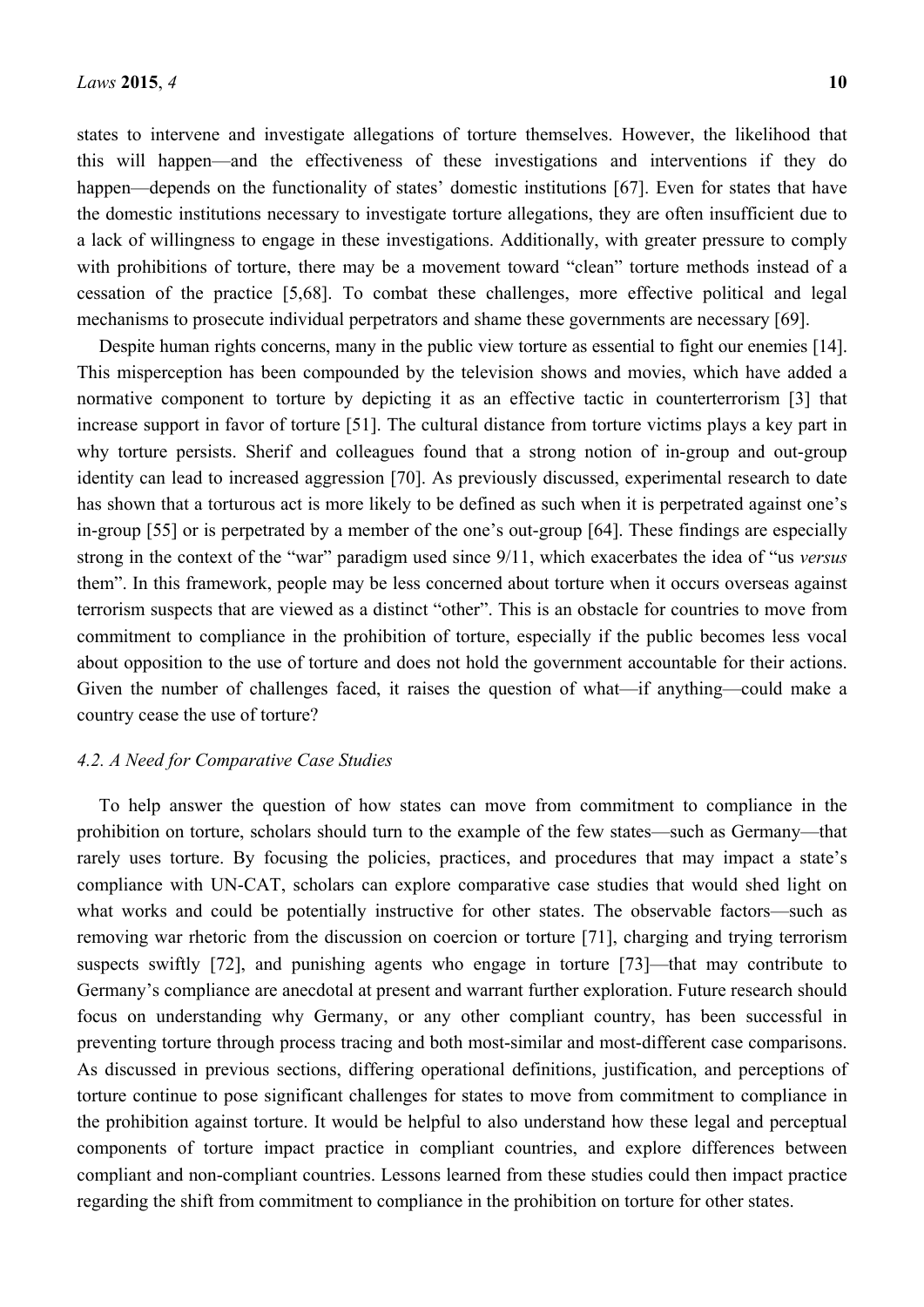states to intervene and investigate allegations of torture themselves. However, the likelihood that this will happen—and the effectiveness of these investigations and interventions if they do happen—depends on the functionality of states' domestic institutions [67]. Even for states that have the domestic institutions necessary to investigate torture allegations, they are often insufficient due to a lack of willingness to engage in these investigations. Additionally, with greater pressure to comply with prohibitions of torture, there may be a movement toward "clean" torture methods instead of a cessation of the practice [5,68]. To combat these challenges, more effective political and legal mechanisms to prosecute individual perpetrators and shame these governments are necessary [69].

Despite human rights concerns, many in the public view torture as essential to fight our enemies [14]. This misperception has been compounded by the television shows and movies, which have added a normative component to torture by depicting it as an effective tactic in counterterrorism [3] that increase support in favor of torture [51]. The cultural distance from torture victims plays a key part in why torture persists. Sherif and colleagues found that a strong notion of in-group and out-group identity can lead to increased aggression [70]. As previously discussed, experimental research to date has shown that a torturous act is more likely to be defined as such when it is perpetrated against one's in-group [55] or is perpetrated by a member of the one's out-group [64]. These findings are especially strong in the context of the "war" paradigm used since 9/11, which exacerbates the idea of "us *versus* them". In this framework, people may be less concerned about torture when it occurs overseas against terrorism suspects that are viewed as a distinct "other". This is an obstacle for countries to move from commitment to compliance in the prohibition of torture, especially if the public becomes less vocal about opposition to the use of torture and does not hold the government accountable for their actions. Given the number of challenges faced, it raises the question of what—if anything—could make a country cease the use of torture?

### *4.2. A Need for Comparative Case Studies*

To help answer the question of how states can move from commitment to compliance in the prohibition on torture, scholars should turn to the example of the few states—such as Germany—that rarely uses torture. By focusing the policies, practices, and procedures that may impact a state's compliance with UN-CAT, scholars can explore comparative case studies that would shed light on what works and could be potentially instructive for other states. The observable factors—such as removing war rhetoric from the discussion on coercion or torture [71], charging and trying terrorism suspects swiftly [72], and punishing agents who engage in torture [73]—that may contribute to Germany's compliance are anecdotal at present and warrant further exploration. Future research should focus on understanding why Germany, or any other compliant country, has been successful in preventing torture through process tracing and both most-similar and most-different case comparisons. As discussed in previous sections, differing operational definitions, justification, and perceptions of torture continue to pose significant challenges for states to move from commitment to compliance in the prohibition against torture. It would be helpful to also understand how these legal and perceptual components of torture impact practice in compliant countries, and explore differences between compliant and non-compliant countries. Lessons learned from these studies could then impact practice regarding the shift from commitment to compliance in the prohibition on torture for other states.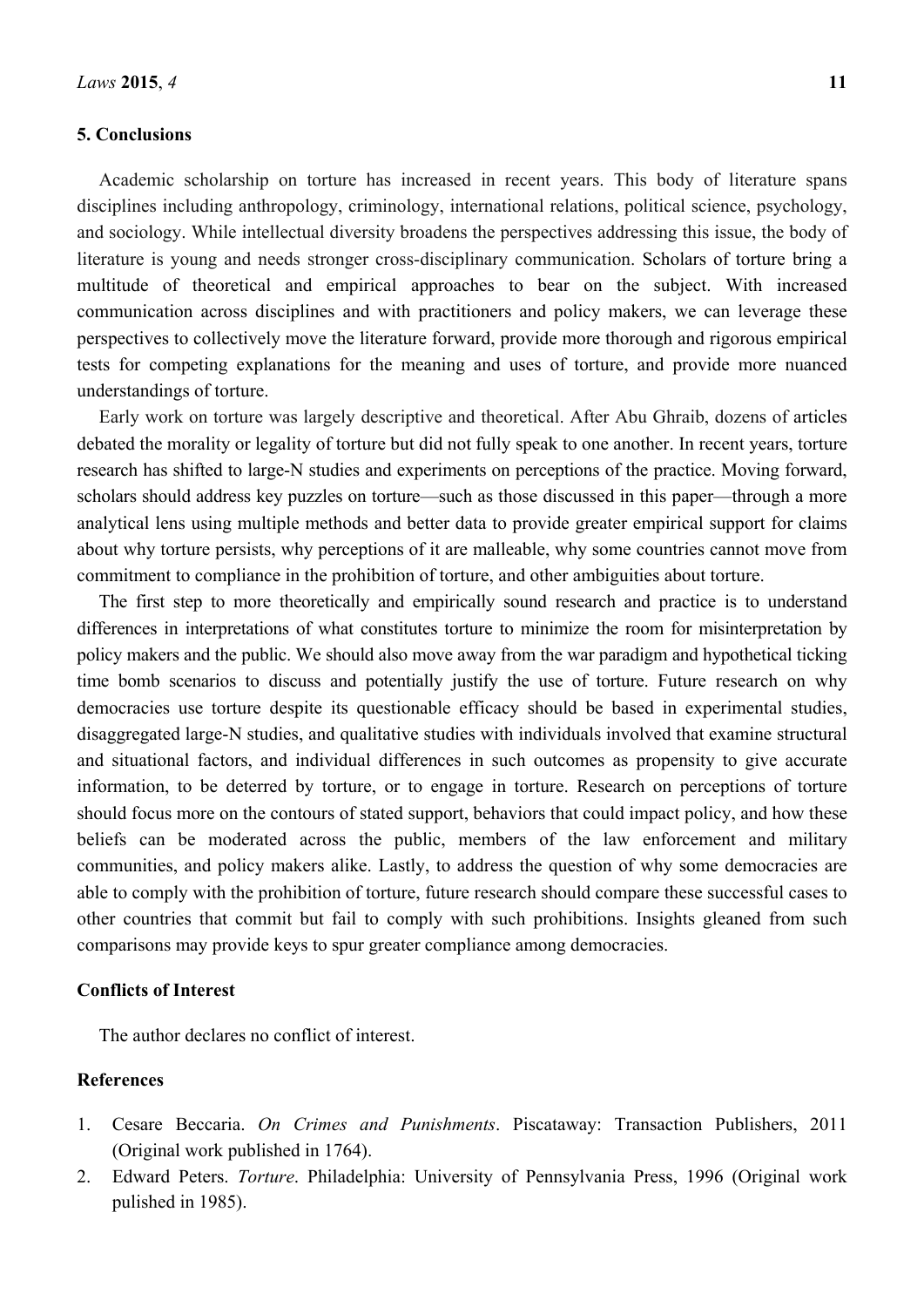## 5. Conclusions

Academic scholarship on torture has increased in recent years. This body of literature spans disciplines including anthropology, criminology, international relations, political science, psychology, and sociology. While intellectual diversity broadens the perspectives addressing this issue, the body of literature is young and needs stronger cross-disciplinary communication. Scholars of torture bring a multitude of theoretical and empirical approaches to bear on the subject. With increased communication across disciplines and with practitioners and policy makers, we can leverage these perspectives to collectively move the literature forward, provide more thorough and rigorous empirical tests for competing explanations for the meaning and uses of torture, and provide more nuanced understandings of torture.

Early work on torture was largely descriptive and theoretical. After Abu Ghraib, dozens of articles debated the morality or legality of torture but did not fully speak to one another. In recent years, torture research has shifted to large-N studies and experiments on perceptions of the practice. Moving forward, scholars should address key puzzles on torture—such as those discussed in this paper—through a more analytical lens using multiple methods and better data to provide greater empirical support for claims about why torture persists, why perceptions of it are malleable, why some countries cannot move from commitment to compliance in the prohibition of torture, and other ambiguities about torture.

The first step to more theoretically and empirically sound research and practice is to understand differences in interpretations of what constitutes torture to minimize the room for misinterpretation by policy makers and the public. We should also move away from the war paradigm and hypothetical ticking time bomb scenarios to discuss and potentially justify the use of torture. Future research on why democracies use torture despite its questionable efficacy should be based in experimental studies, disaggregated large-N studies, and qualitative studies with individuals involved that examine structural and situational factors, and individual differences in such outcomes as propensity to give accurate information, to be deterred by torture, or to engage in torture. Research on perceptions of torture should focus more on the contours of stated support, behaviors that could impact policy, and how these beliefs can be moderated across the public, members of the law enforcement and military communities, and policy makers alike. Lastly, to address the question of why some democracies are able to comply with the prohibition of torture, future research should compare these successful cases to other countries that commit but fail to comply with such prohibitions. Insights gleaned from such comparisons may provide keys to spur greater compliance among democracies.

## Conflicts of Interest

The author declares no conflict of interest.

## References

1. Cesare Beccaria. *On Crimes and Punishments*. Piscataway: Transaction Publishers, 2011 (Original work published in 1764).
2. Edward Peters. *Torture*. Philadelphia: University of Pennsylvania Press, 1996 (Original work pulished in 1985).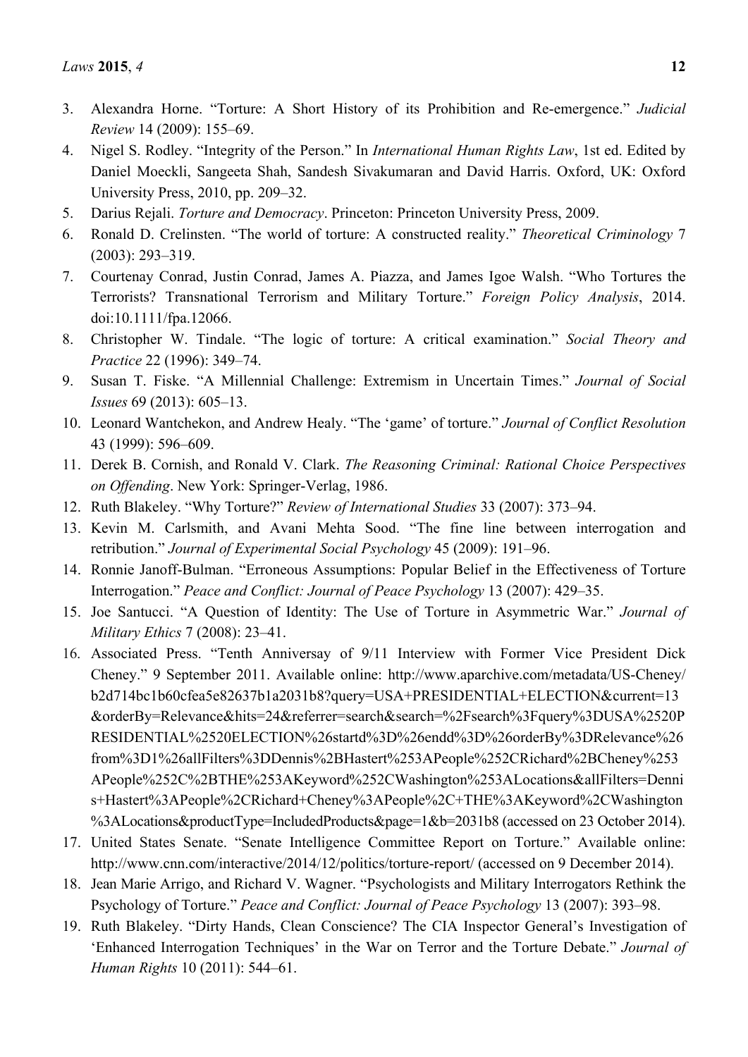3. Alexandra Horne. "Torture: A Short History of its Prohibition and Re-emergence." *Judicial Review* 14 (2009): 155–69.
4. Nigel S. Rodley. "Integrity of the Person." In *International Human Rights Law*, 1st ed. Edited by Daniel Moeckli, Sangeeta Shah, Sandesh Sivakumaran and David Harris. Oxford, UK: Oxford University Press, 2010, pp. 209–32.
5. Darius Rejali. *Torture and Democracy*. Princeton: Princeton University Press, 2009.
6. Ronald D. Crelinsten. "The world of torture: A constructed reality." *Theoretical Criminology* 7 (2003): 293–319.
7. Courtenay Conrad, Justin Conrad, James A. Piazza, and James Igoe Walsh. "Who Tortures the Terrorists? Transnational Terrorism and Military Torture." *Foreign Policy Analysis*, 2014. doi:10.1111/fpa.12066.
8. Christopher W. Tindale. "The logic of torture: A critical examination." *Social Theory and Practice* 22 (1996): 349–74.
9. Susan T. Fiske. "A Millennial Challenge: Extremism in Uncertain Times." *Journal of Social Issues* 69 (2013): 605–13.
10. Leonard Wantchekon, and Andrew Healy. "The 'game' of torture." *Journal of Conflict Resolution* 43 (1999): 596–609.
11. Derek B. Cornish, and Ronald V. Clark. *The Reasoning Criminal: Rational Choice Perspectives on Offending*. New York: Springer-Verlag, 1986.
12. Ruth Blakeley. "Why Torture?" *Review of International Studies* 33 (2007): 373–94.
13. Kevin M. Carlsmith, and Avani Mehta Sood. "The fine line between interrogation and retribution." *Journal of Experimental Social Psychology* 45 (2009): 191–96.
14. Ronnie Janoff-Bulman. "Erroneous Assumptions: Popular Belief in the Effectiveness of Torture Interrogation." *Peace and Conflict: Journal of Peace Psychology* 13 (2007): 429–35.
15. Joe Santucci. "A Question of Identity: The Use of Torture in Asymmetric War." *Journal of Military Ethics* 7 (2008): 23–41.
16. Associated Press. "Tenth Anniversay of 9/11 Interview with Former Vice President Dick Cheney." 9 September 2011. Available online: http://www.aparchive.com/metadata/US-Cheney/b2d714bc1b60cfea5e82637b1a2031b8?query=USA+PRESIDENTIAL+ELECTION&current=13&orderBy=Relevance&hits=24&referrer=search&search=%2Fsearch%3Fquery%3DUSA%2520PRESIDENTIAL%2520ELECTION%26startd%3D%26endd%3D%26orderBy%3DRelevance%26from%3D1%26allFilters%3DDennis%2BHastert%253APeople%252CRichard%2BCheney%253APeople%252C%2BTHE%253AKeyword%252CWashington%253ALocations&allFilters=Dennis+Hastert%3APeople%2CRichard+Cheney%3APeople%2C+THE%3AKeyword%2CWashington%3ALocations&productType=IncludedProducts&page=1&b=2031b8 (accessed on 23 October 2014).
17. United States Senate. "Senate Intelligence Committee Report on Torture." Available online: http://www.cnn.com/interactive/2014/12/politics/torture-report/ (accessed on 9 December 2014).
18. Jean Marie Arrigo, and Richard V. Wagner. "Psychologists and Military Interrogators Rethink the Psychology of Torture." *Peace and Conflict: Journal of Peace Psychology* 13 (2007): 393–98.
19. Ruth Blakeley. "Dirty Hands, Clean Conscience? The CIA Inspector General's Investigation of 'Enhanced Interrogation Techniques' in the War on Terror and the Torture Debate." *Journal of Human Rights* 10 (2011): 544–61.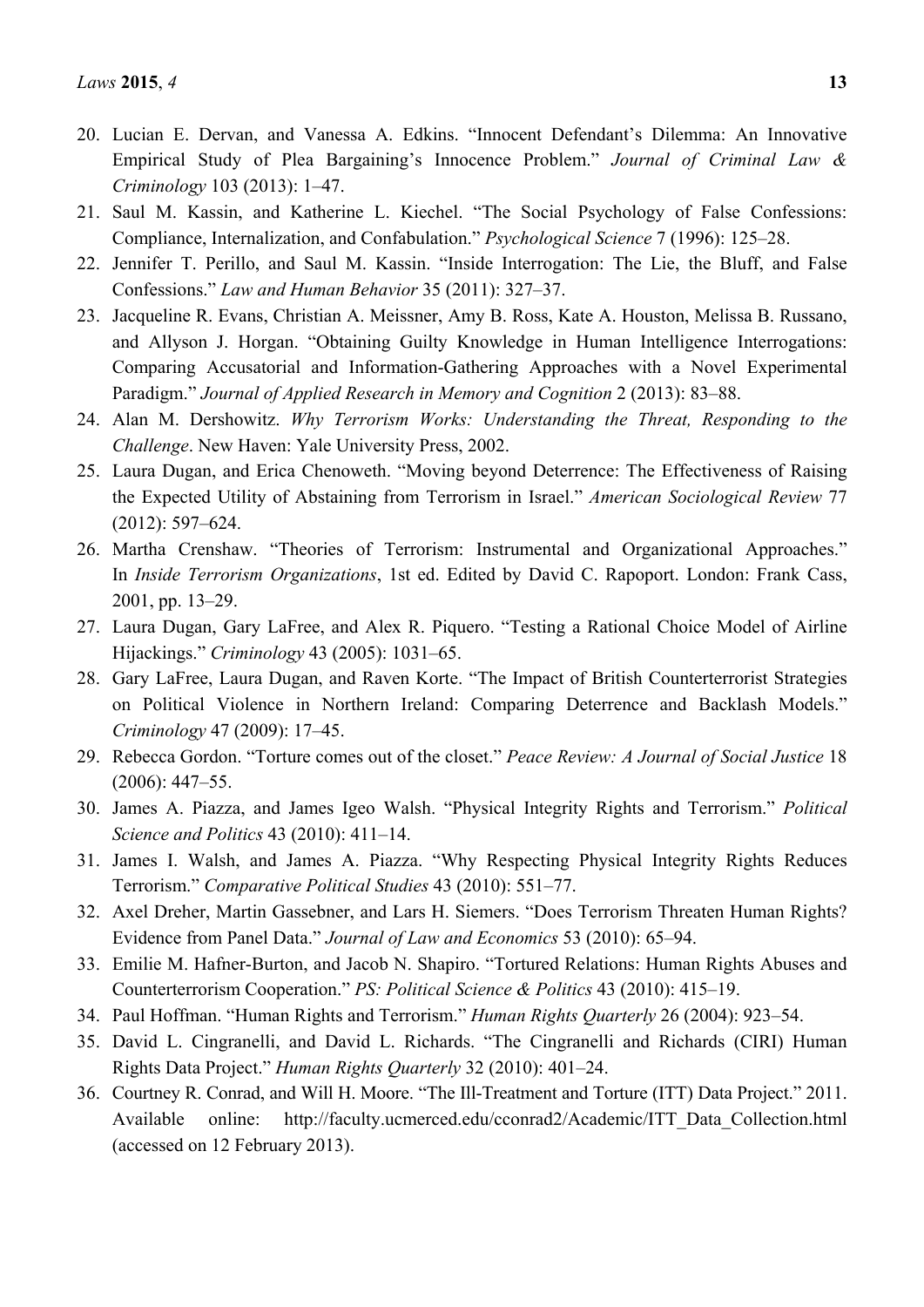20. Lucian E. Dervan, and Vanessa A. Edkins. "Innocent Defendant's Dilemma: An Innovative Empirical Study of Plea Bargaining's Innocence Problem." *Journal of Criminal Law & Criminology* 103 (2013): 1–47.
21. Saul M. Kassin, and Katherine L. Kiechel. "The Social Psychology of False Confessions: Compliance, Internalization, and Confabulation." *Psychological Science* 7 (1996): 125–28.
22. Jennifer T. Perillo, and Saul M. Kassin. "Inside Interrogation: The Lie, the Bluff, and False Confessions." *Law and Human Behavior* 35 (2011): 327–37.
23. Jacqueline R. Evans, Christian A. Meissner, Amy B. Ross, Kate A. Houston, Melissa B. Russano, and Allyson J. Horgan. "Obtaining Guilty Knowledge in Human Intelligence Interrogations: Comparing Accusatorial and Information-Gathering Approaches with a Novel Experimental Paradigm." *Journal of Applied Research in Memory and Cognition* 2 (2013): 83–88.
24. Alan M. Dershowitz. *Why Terrorism Works: Understanding the Threat, Responding to the Challenge*. New Haven: Yale University Press, 2002.
25. Laura Dugan, and Erica Chenoweth. "Moving beyond Deterrence: The Effectiveness of Raising the Expected Utility of Abstaining from Terrorism in Israel." *American Sociological Review* 77 (2012): 597–624.
26. Martha Crenshaw. "Theories of Terrorism: Instrumental and Organizational Approaches." In *Inside Terrorism Organizations*, 1st ed. Edited by David C. Rapoport. London: Frank Cass, 2001, pp. 13–29.
27. Laura Dugan, Gary LaFree, and Alex R. Piquero. "Testing a Rational Choice Model of Airline Hijackings." *Criminology* 43 (2005): 1031–65.
28. Gary LaFree, Laura Dugan, and Raven Korte. "The Impact of British Counterterrorist Strategies on Political Violence in Northern Ireland: Comparing Deterrence and Backlash Models." *Criminology* 47 (2009): 17–45.
29. Rebecca Gordon. "Torture comes out of the closet." *Peace Review: A Journal of Social Justice* 18 (2006): 447–55.
30. James A. Piazza, and James Igeo Walsh. "Physical Integrity Rights and Terrorism." *Political Science and Politics* 43 (2010): 411–14.
31. James I. Walsh, and James A. Piazza. "Why Respecting Physical Integrity Rights Reduces Terrorism." *Comparative Political Studies* 43 (2010): 551–77.
32. Axel Dreher, Martin Gassebner, and Lars H. Siemers. "Does Terrorism Threaten Human Rights? Evidence from Panel Data." *Journal of Law and Economics* 53 (2010): 65–94.
33. Emilie M. Hafner-Burton, and Jacob N. Shapiro. "Tortured Relations: Human Rights Abuses and Counterterrorism Cooperation." *PS: Political Science & Politics* 43 (2010): 415–19.
34. Paul Hoffman. "Human Rights and Terrorism." *Human Rights Quarterly* 26 (2004): 923–54.
35. David L. Cingranelli, and David L. Richards. "The Cingranelli and Richards (CIRI) Human Rights Data Project." *Human Rights Quarterly* 32 (2010): 401–24.
36. Courtney R. Conrad, and Will H. Moore. "The Ill-Treatment and Torture (ITT) Data Project." 2011. Available online: http://faculty.ucmerced.edu/cconrad2/Academic/ITT_Data_Collection.html (accessed on 12 February 2013).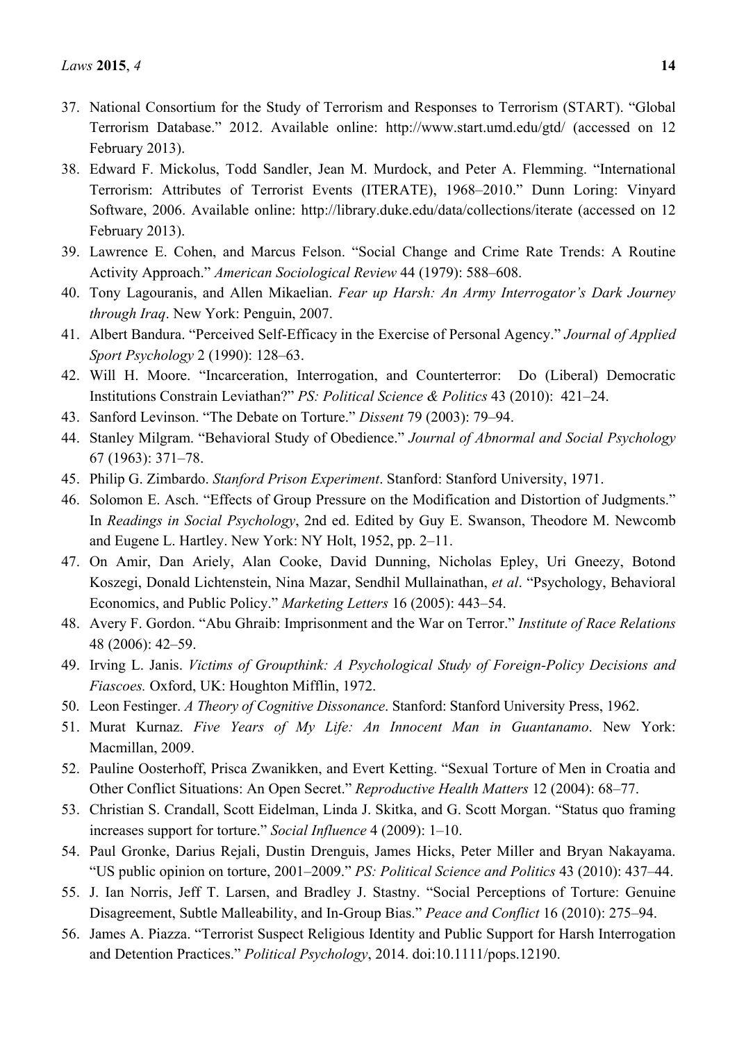37. National Consortium for the Study of Terrorism and Responses to Terrorism (START). "Global Terrorism Database." 2012. Available online: http://www.start.umd.edu/gtd/ (accessed on 12 February 2013).
38. Edward F. Mickolus, Todd Sandler, Jean M. Murdock, and Peter A. Flemming. "International Terrorism: Attributes of Terrorist Events (ITERATE), 1968–2010." Dunn Loring: Vinyard Software, 2006. Available online: http://library.duke.edu/data/collections/iterate (accessed on 12 February 2013).
39. Lawrence E. Cohen, and Marcus Felson. "Social Change and Crime Rate Trends: A Routine Activity Approach." *American Sociological Review* 44 (1979): 588–608.
40. Tony Lagouranis, and Allen Mikaelian. *Fear up Harsh: An Army Interrogator's Dark Journey through Iraq*. New York: Penguin, 2007.
41. Albert Bandura. "Perceived Self-Efficacy in the Exercise of Personal Agency." *Journal of Applied Sport Psychology* 2 (1990): 128–63.
42. Will H. Moore. "Incarceration, Interrogation, and Counterterror: Do (Liberal) Democratic Institutions Constrain Leviathan?" *PS: Political Science & Politics* 43 (2010): 421–24.
43. Sanford Levinson. "The Debate on Torture." *Dissent* 79 (2003): 79–94.
44. Stanley Milgram. "Behavioral Study of Obedience." *Journal of Abnormal and Social Psychology* 67 (1963): 371–78.
45. Philip G. Zimbardo. *Stanford Prison Experiment*. Stanford: Stanford University, 1971.
46. Solomon E. Asch. "Effects of Group Pressure on the Modification and Distortion of Judgments." In *Readings in Social Psychology*, 2nd ed. Edited by Guy E. Swanson, Theodore M. Newcomb and Eugene L. Hartley. New York: NY Holt, 1952, pp. 2–11.
47. On Amir, Dan Ariely, Alan Cooke, David Dunning, Nicholas Epley, Uri Gneezy, Botond Koszegi, Donald Lichtenstein, Nina Mazar, Sendhil Mullainathan, *et al*. "Psychology, Behavioral Economics, and Public Policy." *Marketing Letters* 16 (2005): 443–54.
48. Avery F. Gordon. "Abu Ghraib: Imprisonment and the War on Terror." *Institute of Race Relations* 48 (2006): 42–59.
49. Irving L. Janis. *Victims of Groupthink: A Psychological Study of Foreign-Policy Decisions and Fiascoes.* Oxford, UK: Houghton Mifflin, 1972.
50. Leon Festinger. *A Theory of Cognitive Dissonance*. Stanford: Stanford University Press, 1962.
51. Murat Kurnaz. *Five Years of My Life: An Innocent Man in Guantanamo*. New York: Macmillan, 2009.
52. Pauline Oosterhoff, Prisca Zwanikken, and Evert Ketting. "Sexual Torture of Men in Croatia and Other Conflict Situations: An Open Secret." *Reproductive Health Matters* 12 (2004): 68–77.
53. Christian S. Crandall, Scott Eidelman, Linda J. Skitka, and G. Scott Morgan. "Status quo framing increases support for torture." *Social Influence* 4 (2009): 1–10.
54. Paul Gronke, Darius Rejali, Dustin Drenguis, James Hicks, Peter Miller and Bryan Nakayama. "US public opinion on torture, 2001–2009." *PS: Political Science and Politics* 43 (2010): 437–44.
55. J. Ian Norris, Jeff T. Larsen, and Bradley J. Stastny. "Social Perceptions of Torture: Genuine Disagreement, Subtle Malleability, and In-Group Bias." *Peace and Conflict* 16 (2010): 275–94.
56. James A. Piazza. "Terrorist Suspect Religious Identity and Public Support for Harsh Interrogation and Detention Practices." *Political Psychology*, 2014. doi:10.1111/pops.12190.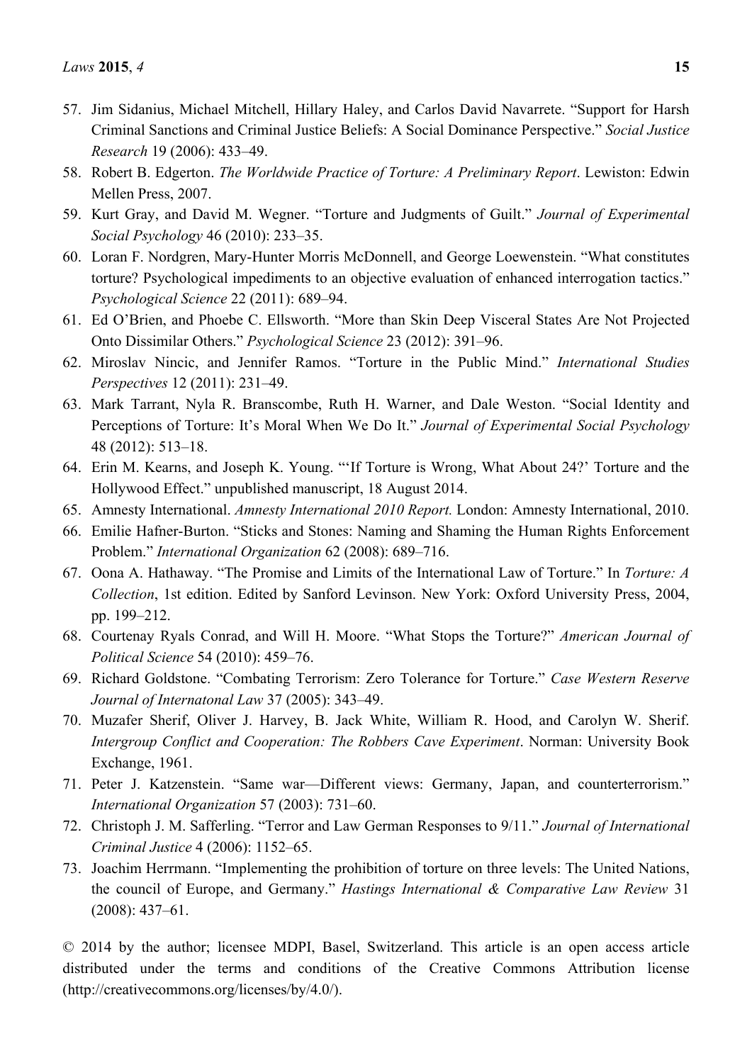57. Jim Sidanius, Michael Mitchell, Hillary Haley, and Carlos David Navarrete. "Support for Harsh Criminal Sanctions and Criminal Justice Beliefs: A Social Dominance Perspective." *Social Justice Research* 19 (2006): 433–49.
58. Robert B. Edgerton. *The Worldwide Practice of Torture: A Preliminary Report*. Lewiston: Edwin Mellen Press, 2007.
59. Kurt Gray, and David M. Wegner. "Torture and Judgments of Guilt." *Journal of Experimental Social Psychology* 46 (2010): 233–35.
60. Loran F. Nordgren, Mary-Hunter Morris McDonnell, and George Loewenstein. "What constitutes torture? Psychological impediments to an objective evaluation of enhanced interrogation tactics." *Psychological Science* 22 (2011): 689–94.
61. Ed O'Brien, and Phoebe C. Ellsworth. "More than Skin Deep Visceral States Are Not Projected Onto Dissimilar Others." *Psychological Science* 23 (2012): 391–96.
62. Miroslav Nincic, and Jennifer Ramos. "Torture in the Public Mind." *International Studies Perspectives* 12 (2011): 231–49.
63. Mark Tarrant, Nyla R. Branscombe, Ruth H. Warner, and Dale Weston. "Social Identity and Perceptions of Torture: It's Moral When We Do It." *Journal of Experimental Social Psychology* 48 (2012): 513–18.
64. Erin M. Kearns, and Joseph K. Young. "'If Torture is Wrong, What About 24?' Torture and the Hollywood Effect." unpublished manuscript, 18 August 2014.
65. Amnesty International. *Amnesty International 2010 Report.* London: Amnesty International, 2010.
66. Emilie Hafner-Burton. "Sticks and Stones: Naming and Shaming the Human Rights Enforcement Problem." *International Organization* 62 (2008): 689–716.
67. Oona A. Hathaway. "The Promise and Limits of the International Law of Torture." In *Torture: A Collection*, 1st edition. Edited by Sanford Levinson. New York: Oxford University Press, 2004, pp. 199–212.
68. Courtenay Ryals Conrad, and Will H. Moore. "What Stops the Torture?" *American Journal of Political Science* 54 (2010): 459–76.
69. Richard Goldstone. "Combating Terrorism: Zero Tolerance for Torture." *Case Western Reserve Journal of Internatonal Law* 37 (2005): 343–49.
70. Muzafer Sherif, Oliver J. Harvey, B. Jack White, William R. Hood, and Carolyn W. Sherif. *Intergroup Conflict and Cooperation: The Robbers Cave Experiment*. Norman: University Book Exchange, 1961.
71. Peter J. Katzenstein. "Same war—Different views: Germany, Japan, and counterterrorism." *International Organization* 57 (2003): 731–60.
72. Christoph J. M. Safferling. "Terror and Law German Responses to 9/11." *Journal of International Criminal Justice* 4 (2006): 1152–65.
73. Joachim Herrmann. "Implementing the prohibition of torture on three levels: The United Nations, the council of Europe, and Germany." *Hastings International & Comparative Law Review* 31 (2008): 437–61.

© 2014 by the author; licensee MDPI, Basel, Switzerland. This article is an open access article distributed under the terms and conditions of the Creative Commons Attribution license (http://creativecommons.org/licenses/by/4.0/).